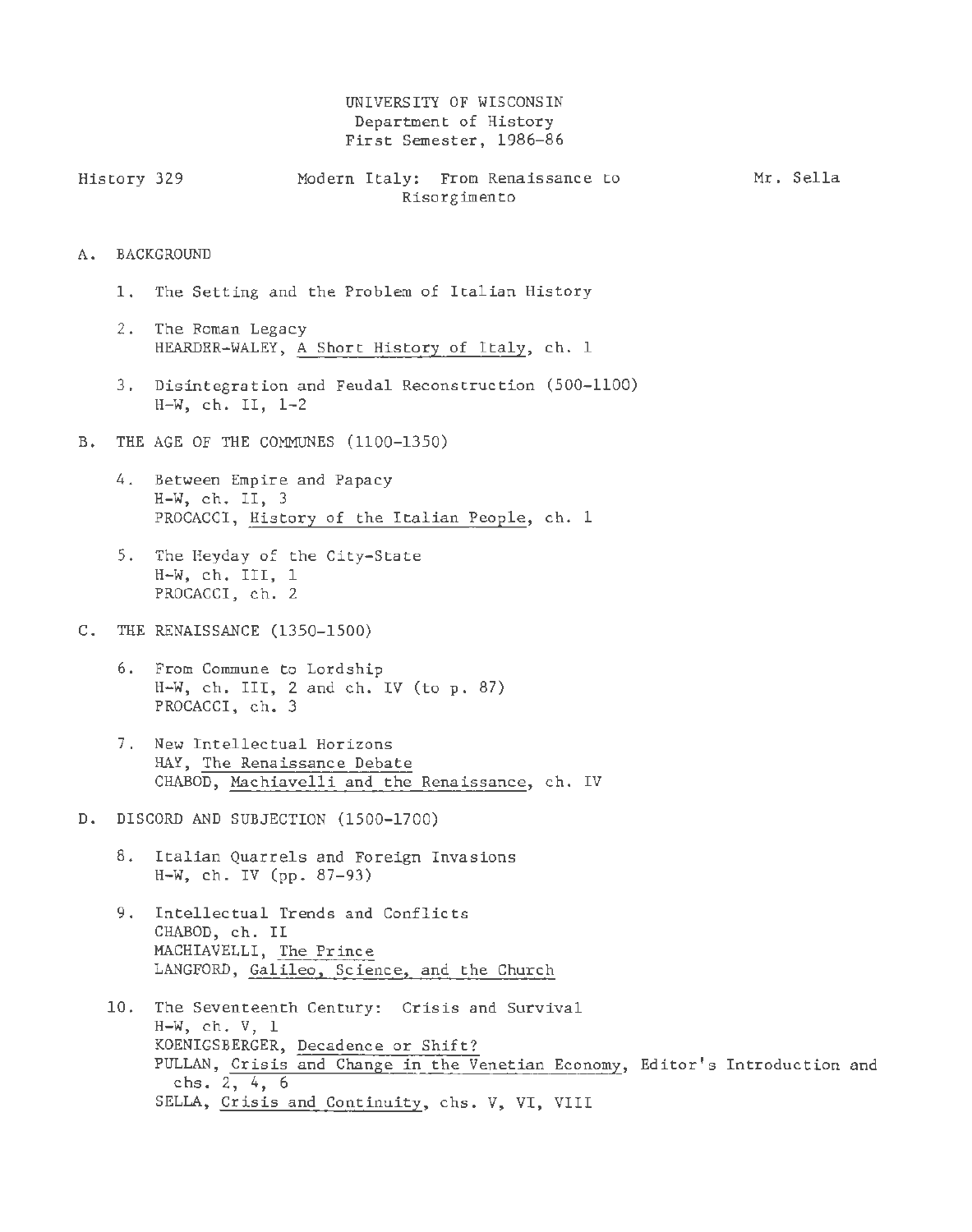UNIVERSITY OF WISCONSIN
Department of History
First Semester, 1986-86

History 329 — Modern Italy: From Renaissance to Risorgimento — Mr. Sella

## A. BACKGROUND

1. The Setting and the Problem of Italian History

2. The Roman Legacy
   HEARDER-WALEY, A Short History of Italy, ch. 1

3. Disintegration and Feudal Reconstruction (500-1100)
   H-W, ch. II, 1-2

## B. THE AGE OF THE COMMUNES (1100-1350)

4. Between Empire and Papacy
   H-W, ch. II, 3
   PROCACCI, History of the Italian People, ch. 1

5. The Heyday of the City-State
   H-W, ch. III, 1
   PROCACCI, ch. 2

## C. THE RENAISSANCE (1350-1500)

6. From Commune to Lordship
   H-W, ch. III, 2 and ch. IV (to p. 87)
   PROCACCI, ch. 3

7. New Intellectual Horizons
   HAY, The Renaissance Debate
   CHABOD, Machiavelli and the Renaissance, ch. IV

## D. DISCORD AND SUBJECTION (1500-1700)

8. Italian Quarrels and Foreign Invasions
   H-W, ch. IV (pp. 87-93)

9. Intellectual Trends and Conflicts
   CHABOD, ch. II
   MACHIAVELLI, The Prince
   LANGFORD, Galileo, Science, and the Church

10. The Seventeenth Century: Crisis and Survival
    H-W, ch. V, 1
    KOENIGSBERGER, Decadence or Shift?
    PULLAN, Crisis and Change in the Venetian Economy, Editor's Introduction and chs. 2, 4, 6
    SELLA, Crisis and Continuity, chs. V, VI, VIII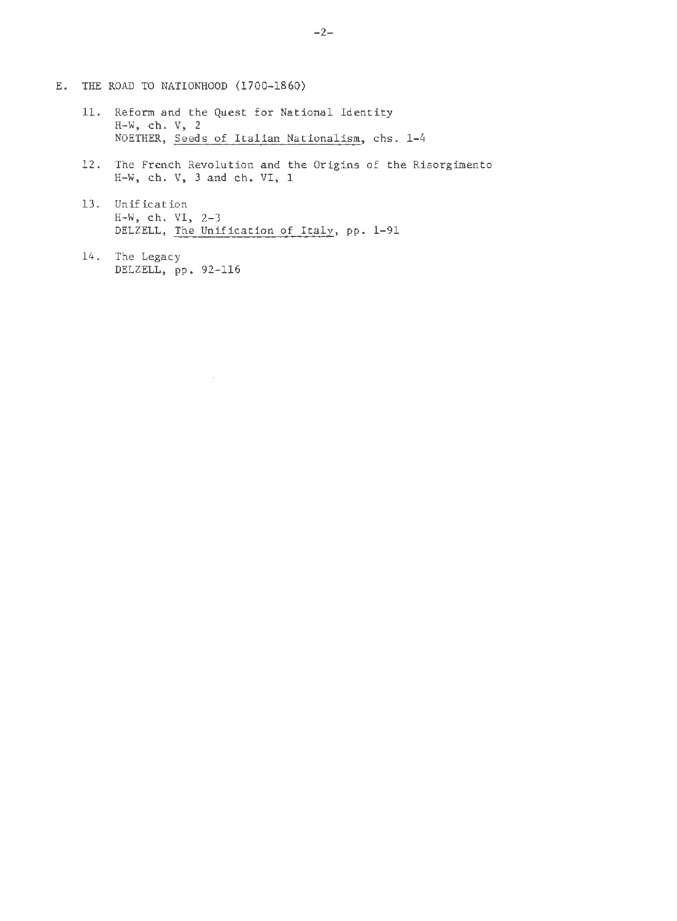E. THE ROAD TO NATIONHOOD (1700-1860)

11. Reform and the Quest for National Identity
    H-W, ch. V, 2
    NOETHER, Seeds of Italian Nationalism, chs. 1-4

12. The French Revolution and the Origins of the Risorgimento
    H-W, ch. V, 3 and ch. VI, 1

13. Unification
    H-W, ch. VI, 2-3
    DELZELL, The Unification of Italy, pp. 1-91

14. The Legacy
    DELZELL, pp. 92-116